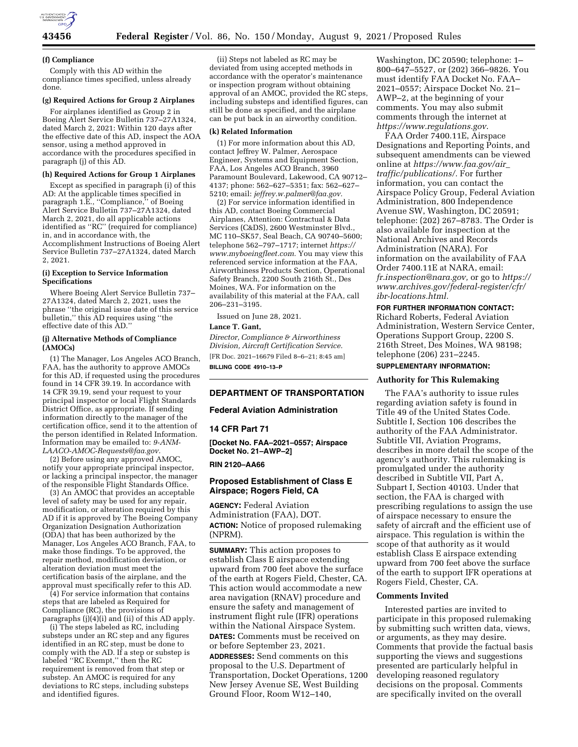**(f) Compliance**

Comply with this AD within the compliance times specified, unless already done.

**(g) Required Actions for Group 2 Airplanes**

For airplanes identified as Group 2 in Boeing Alert Service Bulletin 737–27A1324, dated March 2, 2021: Within 120 days after the effective date of this AD, inspect the AOA sensor, using a method approved in accordance with the procedures specified in paragraph (j) of this AD.

**(h) Required Actions for Group 1 Airplanes**

Except as specified in paragraph (i) of this AD: At the applicable times specified in paragraph 1.E., ''Compliance,'' of Boeing Alert Service Bulletin 737–27A1324, dated March 2, 2021, do all applicable actions identified as ''RC'' (required for compliance) in, and in accordance with, the Accomplishment Instructions of Boeing Alert Service Bulletin 737–27A1324, dated March 2, 2021.

**(i) Exception to Service Information Specifications**

Where Boeing Alert Service Bulletin 737–27A1324, dated March 2, 2021, uses the phrase ''the original issue date of this service bulletin,'' this AD requires using ''the effective date of this AD.''

**(j) Alternative Methods of Compliance (AMOCs)**

(1) The Manager, Los Angeles ACO Branch, FAA, has the authority to approve AMOCs for this AD, if requested using the procedures found in 14 CFR 39.19. In accordance with 14 CFR 39.19, send your request to your principal inspector or local Flight Standards District Office, as appropriate. If sending information directly to the manager of the certification office, send it to the attention of the person identified in Related Information. Information may be emailed to: *9-ANM-LAACO-AMOC-Requests@faa.gov.*

(2) Before using any approved AMOC, notify your appropriate principal inspector, or lacking a principal inspector, the manager of the responsible Flight Standards Office.

(3) An AMOC that provides an acceptable level of safety may be used for any repair, modification, or alteration required by this AD if it is approved by The Boeing Company Organization Designation Authorization (ODA) that has been authorized by the Manager, Los Angeles ACO Branch, FAA, to make those findings. To be approved, the repair method, modification deviation, or alteration deviation must meet the certification basis of the airplane, and the approval must specifically refer to this AD.

(4) For service information that contains steps that are labeled as Required for Compliance (RC), the provisions of paragraphs (j)(4)(i) and (ii) of this AD apply.

(i) The steps labeled as RC, including substeps under an RC step and any figures identified in an RC step, must be done to comply with the AD. If a step or substep is labeled ''RC Exempt,'' then the RC requirement is removed from that step or substep. An AMOC is required for any deviations to RC steps, including substeps and identified figures.

(ii) Steps not labeled as RC may be deviated from using accepted methods in accordance with the operator's maintenance or inspection program without obtaining approval of an AMOC, provided the RC steps, including substeps and identified figures, can still be done as specified, and the airplane can be put back in an airworthy condition.

**(k) Related Information**

(1) For more information about this AD, contact Jeffrey W. Palmer, Aerospace Engineer, Systems and Equipment Section, FAA, Los Angeles ACO Branch, 3960 Paramount Boulevard, Lakewood, CA 90712–4137; phone: 562–627–5351; fax: 562–627–5210; email: *jeffrey.w.palmer@faa.gov.*

(2) For service information identified in this AD, contact Boeing Commercial Airplanes, Attention: Contractual & Data Services (C&DS), 2600 Westminster Blvd., MC 110–SK57, Seal Beach, CA 90740–5600; telephone 562–797–1717; internet *https://www.myboeingfleet.com.* You may view this referenced service information at the FAA, Airworthiness Products Section, Operational Safety Branch, 2200 South 216th St., Des Moines, WA. For information on the availability of this material at the FAA, call 206–231–3195.

Issued on June 28, 2021.

**Lance T. Gant,**

*Director, Compliance & Airworthiness Division, Aircraft Certification Service.*

[FR Doc. 2021–16679 Filed 8–6–21; 8:45 am]

**BILLING CODE 4910–13–P**

---

## DEPARTMENT OF TRANSPORTATION

### Federal Aviation Administration

### 14 CFR Part 71

**[Docket No. FAA–2021–0557; Airspace Docket No. 21–AWP–2]**

**RIN 2120–AA66**

## Proposed Establishment of Class E Airspace; Rogers Field, CA

**AGENCY:** Federal Aviation Administration (FAA), DOT.

**ACTION:** Notice of proposed rulemaking (NPRM).

**SUMMARY:** This action proposes to establish Class E airspace extending upward from 700 feet above the surface of the earth at Rogers Field, Chester, CA. This action would accommodate a new area navigation (RNAV) procedure and ensure the safety and management of instrument flight rule (IFR) operations within the National Airspace System.

**DATES:** Comments must be received on or before September 23, 2021.

**ADDRESSES:** Send comments on this proposal to the U.S. Department of Transportation, Docket Operations, 1200 New Jersey Avenue SE, West Building Ground Floor, Room W12–140, Washington, DC 20590; telephone: 1–800–647–5527, or (202) 366–9826. You must identify FAA Docket No. FAA–2021–0557; Airspace Docket No. 21–AWP–2, at the beginning of your comments. You may also submit comments through the internet at *https://www.regulations.gov.*

FAA Order 7400.11E, Airspace Designations and Reporting Points, and subsequent amendments can be viewed online at *https://www.faa.gov/air_traffic/publications/.* For further information, you can contact the Airspace Policy Group, Federal Aviation Administration, 800 Independence Avenue SW, Washington, DC 20591; telephone: (202) 267–8783. The Order is also available for inspection at the National Archives and Records Administration (NARA). For information on the availability of FAA Order 7400.11E at NARA, email: *fr.inspection@nara.gov,* or go to *https://www.archives.gov/federal-register/cfr/ibr-locations.html.*

**FOR FURTHER INFORMATION CONTACT:** Richard Roberts, Federal Aviation Administration, Western Service Center, Operations Support Group, 2200 S. 216th Street, Des Moines, WA 98198; telephone (206) 231–2245.

**SUPPLEMENTARY INFORMATION:**

**Authority for This Rulemaking**

The FAA's authority to issue rules regarding aviation safety is found in Title 49 of the United States Code. Subtitle I, Section 106 describes the authority of the FAA Administrator. Subtitle VII, Aviation Programs, describes in more detail the scope of the agency's authority. This rulemaking is promulgated under the authority described in Subtitle VII, Part A, Subpart I, Section 40103. Under that section, the FAA is charged with prescribing regulations to assign the use of airspace necessary to ensure the safety of aircraft and the efficient use of airspace. This regulation is within the scope of that authority as it would establish Class E airspace extending upward from 700 feet above the surface of the earth to support IFR operations at Rogers Field, Chester, CA.

**Comments Invited**

Interested parties are invited to participate in this proposed rulemaking by submitting such written data, views, or arguments, as they may desire. Comments that provide the factual basis supporting the views and suggestions presented are particularly helpful in developing reasoned regulatory decisions on the proposal. Comments are specifically invited on the overall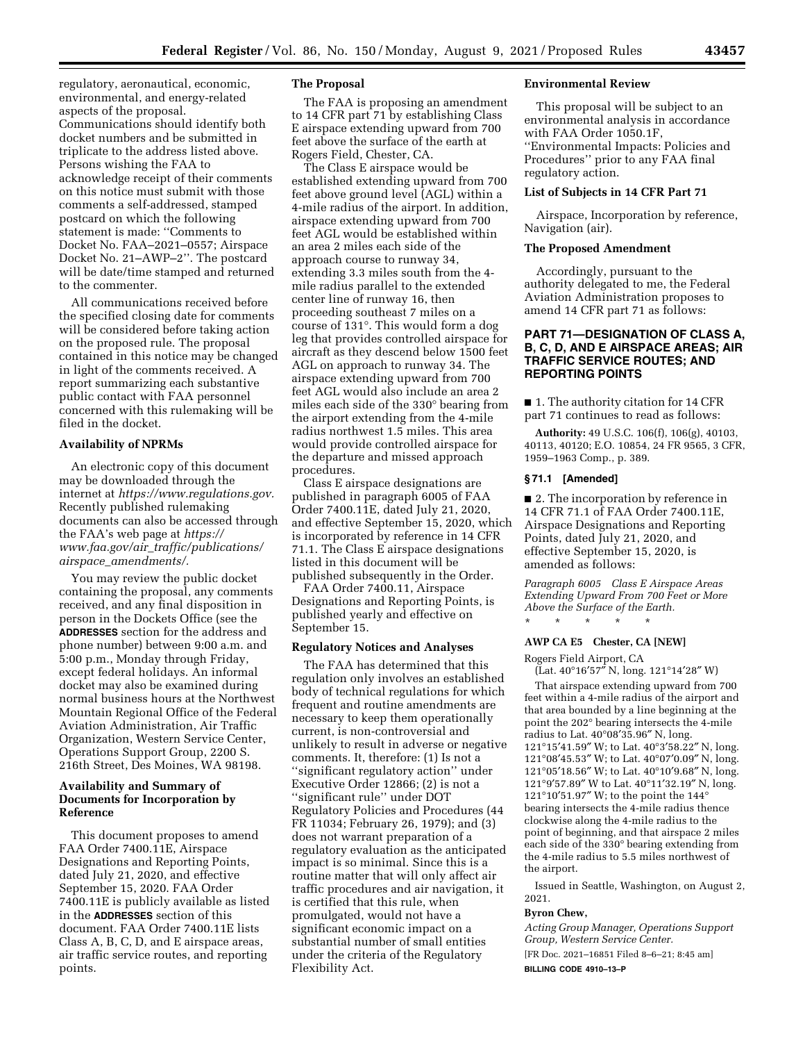regulatory, aeronautical, economic, environmental, and energy-related aspects of the proposal. Communications should identify both docket numbers and be submitted in triplicate to the address listed above. Persons wishing the FAA to acknowledge receipt of their comments on this notice must submit with those comments a self-addressed, stamped postcard on which the following statement is made: ''Comments to Docket No. FAA–2021–0557; Airspace Docket No. 21–AWP–2''. The postcard will be date/time stamped and returned to the commenter.

All communications received before the specified closing date for comments will be considered before taking action on the proposed rule. The proposal contained in this notice may be changed in light of the comments received. A report summarizing each substantive public contact with FAA personnel concerned with this rulemaking will be filed in the docket.

**Availability of NPRMs**

An electronic copy of this document may be downloaded through the internet at *https://www.regulations.gov.* Recently published rulemaking documents can also be accessed through the FAA's web page at *https://www.faa.gov/air_traffic/publications/airspace_amendments/.*

You may review the public docket containing the proposal, any comments received, and any final disposition in person in the Dockets Office (see the **ADDRESSES** section for the address and phone number) between 9:00 a.m. and 5:00 p.m., Monday through Friday, except federal holidays. An informal docket may also be examined during normal business hours at the Northwest Mountain Regional Office of the Federal Aviation Administration, Air Traffic Organization, Western Service Center, Operations Support Group, 2200 S. 216th Street, Des Moines, WA 98198.

**Availability and Summary of Documents for Incorporation by Reference**

This document proposes to amend FAA Order 7400.11E, Airspace Designations and Reporting Points, dated July 21, 2020, and effective September 15, 2020. FAA Order 7400.11E is publicly available as listed in the **ADDRESSES** section of this document. FAA Order 7400.11E lists Class A, B, C, D, and E airspace areas, air traffic service routes, and reporting points.

**The Proposal**

The FAA is proposing an amendment to 14 CFR part 71 by establishing Class E airspace extending upward from 700 feet above the surface of the earth at Rogers Field, Chester, CA.

The Class E airspace would be established extending upward from 700 feet above ground level (AGL) within a 4-mile radius of the airport. In addition, airspace extending upward from 700 feet AGL would be established within an area 2 miles each side of the approach course to runway 34, extending 3.3 miles south from the 4-mile radius parallel to the extended center line of runway 16, then proceeding southeast 7 miles on a course of 131°. This would form a dog leg that provides controlled airspace for aircraft as they descend below 1500 feet AGL on approach to runway 34. The airspace extending upward from 700 feet AGL would also include an area 2 miles each side of the 330° bearing from the airport extending from the 4-mile radius northwest 1.5 miles. This area would provide controlled airspace for the departure and missed approach procedures.

Class E airspace designations are published in paragraph 6005 of FAA Order 7400.11E, dated July 21, 2020, and effective September 15, 2020, which is incorporated by reference in 14 CFR 71.1. The Class E airspace designations listed in this document will be published subsequently in the Order.

FAA Order 7400.11, Airspace Designations and Reporting Points, is published yearly and effective on September 15.

**Regulatory Notices and Analyses**

The FAA has determined that this regulation only involves an established body of technical regulations for which frequent and routine amendments are necessary to keep them operationally current, is non-controversial and unlikely to result in adverse or negative comments. It, therefore: (1) Is not a ''significant regulatory action'' under Executive Order 12866; (2) is not a ''significant rule'' under DOT Regulatory Policies and Procedures (44 FR 11034; February 26, 1979); and (3) does not warrant preparation of a regulatory evaluation as the anticipated impact is so minimal. Since this is a routine matter that will only affect air traffic procedures and air navigation, it is certified that this rule, when promulgated, would not have a significant economic impact on a substantial number of small entities under the criteria of the Regulatory Flexibility Act.

**Environmental Review**

This proposal will be subject to an environmental analysis in accordance with FAA Order 1050.1F, ''Environmental Impacts: Policies and Procedures'' prior to any FAA final regulatory action.

**List of Subjects in 14 CFR Part 71**

Airspace, Incorporation by reference, Navigation (air).

**The Proposed Amendment**

Accordingly, pursuant to the authority delegated to me, the Federal Aviation Administration proposes to amend 14 CFR part 71 as follows:

## PART 71—DESIGNATION OF CLASS A, B, C, D, AND E AIRSPACE AREAS; AIR TRAFFIC SERVICE ROUTES; AND REPORTING POINTS

■ 1. The authority citation for 14 CFR part 71 continues to read as follows:

**Authority:** 49 U.S.C. 106(f), 106(g), 40103, 40113, 40120; E.O. 10854, 24 FR 9565, 3 CFR, 1959–1963 Comp., p. 389.

**§ 71.1 [Amended]**

■ 2. The incorporation by reference in 14 CFR 71.1 of FAA Order 7400.11E, Airspace Designations and Reporting Points, dated July 21, 2020, and effective September 15, 2020, is amended as follows:

*Paragraph 6005 Class E Airspace Areas Extending Upward From 700 Feet or More Above the Surface of the Earth.*

\* \* \* \* \*

**AWP CA E5 Chester, CA [NEW]**

Rogers Field Airport, CA
(Lat. 40°16′57″ N, long. 121°14′28″ W)

That airspace extending upward from 700 feet within a 4-mile radius of the airport and that area bounded by a line beginning at the point the 202° bearing intersects the 4-mile radius to Lat. 40°08′35.96″ N, long. 121°15′41.59″ W; to Lat. 40°3′58.22″ N, long. 121°08′45.53″ W; to Lat. 40°07′0.09″ N, long. 121°05′18.56″ W; to Lat. 40°10′9.68″ N, long. 121°9′57.89″ W to Lat. 40°11′32.19″ N, long. 121°10′51.97″ W; to the point the 144° bearing intersects the 4-mile radius thence clockwise along the 4-mile radius to the point of beginning, and that airspace 2 miles each side of the 330° bearing extending from the 4-mile radius to 5.5 miles northwest of the airport.

Issued in Seattle, Washington, on August 2, 2021.

**Byron Chew,**

*Acting Group Manager, Operations Support Group, Western Service Center.*

[FR Doc. 2021–16851 Filed 8–6–21; 8:45 am]

**BILLING CODE 4910–13–P**